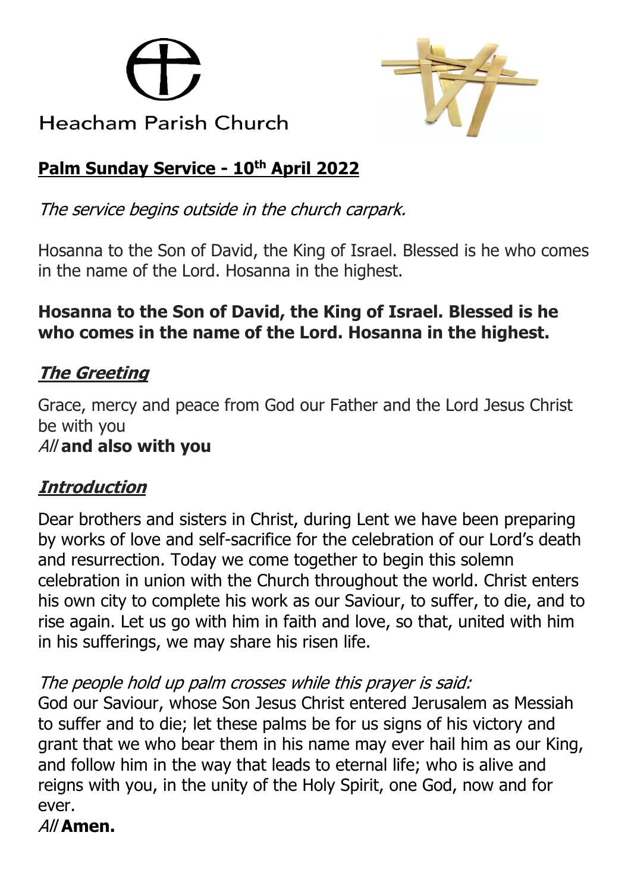Heacham Parish Church

# Palm Sunday Service - 10th April 2022

*The service begins outside in the church carpark.*

Hosanna to the Son of David, the King of Israel. Blessed is he who comes in the name of the Lord. Hosanna in the highest.

**Hosanna to the Son of David, the King of Israel. Blessed is he who comes in the name of the Lord. Hosanna in the highest.**

## *The Greeting*

Grace, mercy and peace from God our Father and the Lord Jesus Christ be with you
*All* **and also with you**

## *Introduction*

Dear brothers and sisters in Christ, during Lent we have been preparing by works of love and self-sacrifice for the celebration of our Lord's death and resurrection. Today we come together to begin this solemn celebration in union with the Church throughout the world. Christ enters his own city to complete his work as our Saviour, to suffer, to die, and to rise again. Let us go with him in faith and love, so that, united with him in his sufferings, we may share his risen life.

*The people hold up palm crosses while this prayer is said:*
God our Saviour, whose Son Jesus Christ entered Jerusalem as Messiah to suffer and to die; let these palms be for us signs of his victory and grant that we who bear them in his name may ever hail him as our King, and follow him in the way that leads to eternal life; who is alive and reigns with you, in the unity of the Holy Spirit, one God, now and for ever.
*All* **Amen.**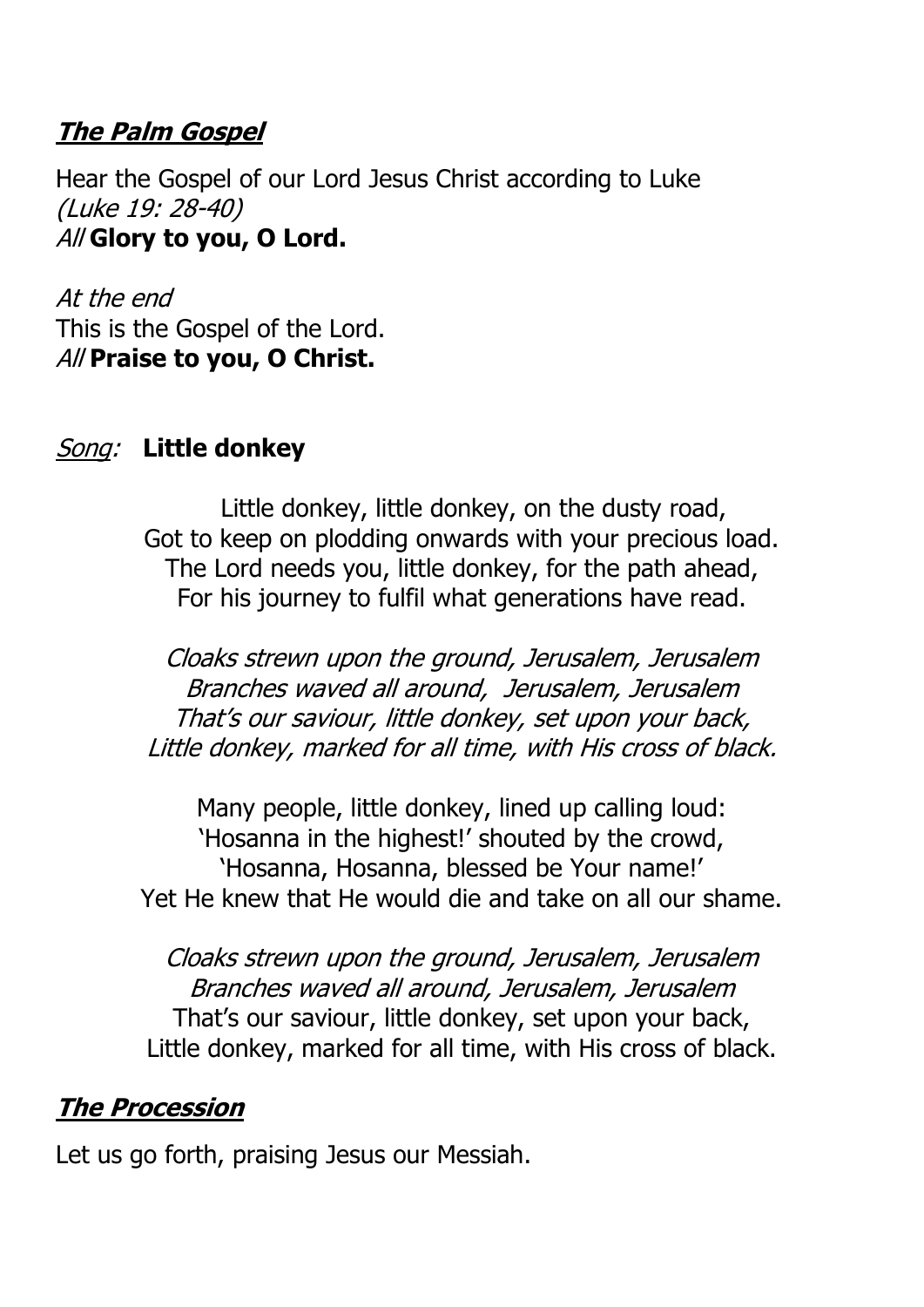## ***The Palm Gospel***

Hear the Gospel of our Lord Jesus Christ according to Luke
*(Luke 19: 28-40)*
*All* **Glory to you, O Lord.**

*At the end*
This is the Gospel of the Lord.
*All* **Praise to you, O Christ.**

*Song:* **Little donkey**

Little donkey, little donkey, on the dusty road,
Got to keep on plodding onwards with your precious load.
The Lord needs you, little donkey, for the path ahead,
For his journey to fulfil what generations have read.

*Cloaks strewn upon the ground, Jerusalem, Jerusalem*
*Branches waved all around, Jerusalem, Jerusalem*
*That's our saviour, little donkey, set upon your back,*
*Little donkey, marked for all time, with His cross of black.*

Many people, little donkey, lined up calling loud:
'Hosanna in the highest!' shouted by the crowd,
'Hosanna, Hosanna, blessed be Your name!'
Yet He knew that He would die and take on all our shame.

*Cloaks strewn upon the ground, Jerusalem, Jerusalem*
*Branches waved all around, Jerusalem, Jerusalem*
That's our saviour, little donkey, set upon your back,
Little donkey, marked for all time, with His cross of black.

## ***The Procession***

Let us go forth, praising Jesus our Messiah.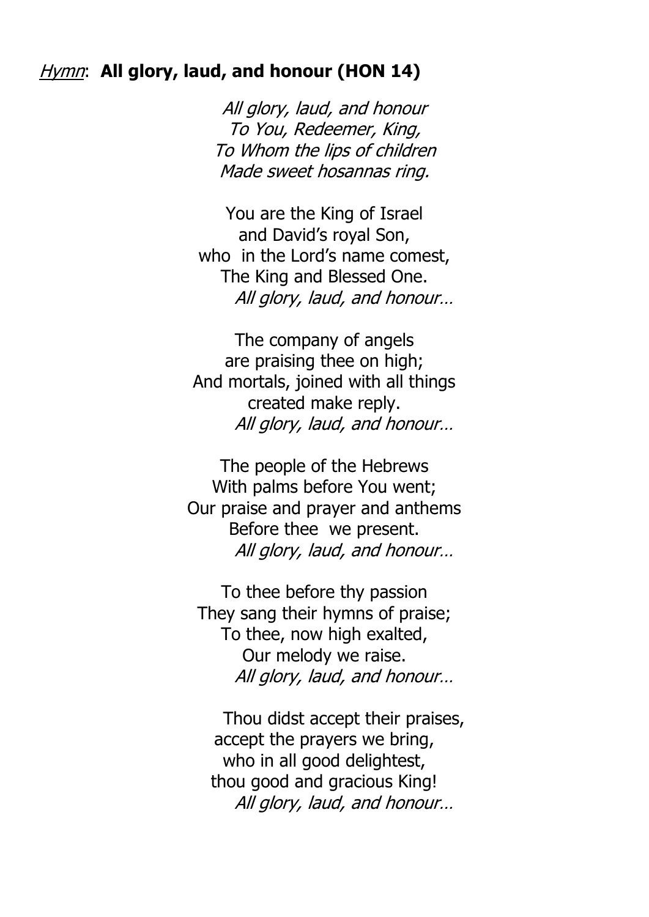*Hymn*: **All glory, laud, and honour (HON 14)**

*All glory, laud, and honour*
*To You, Redeemer, King,*
*To Whom the lips of children*
*Made sweet hosannas ring.*

You are the King of Israel
and David's royal Son,
who in the Lord's name comest,
The King and Blessed One.
*All glory, laud, and honour…*

The company of angels
are praising thee on high;
And mortals, joined with all things
created make reply.
*All glory, laud, and honour…*

The people of the Hebrews
With palms before You went;
Our praise and prayer and anthems
Before thee we present.
*All glory, laud, and honour…*

To thee before thy passion
They sang their hymns of praise;
To thee, now high exalted,
Our melody we raise.
*All glory, laud, and honour…*

Thou didst accept their praises,
accept the prayers we bring,
who in all good delightest,
thou good and gracious King!
*All glory, laud, and honour…*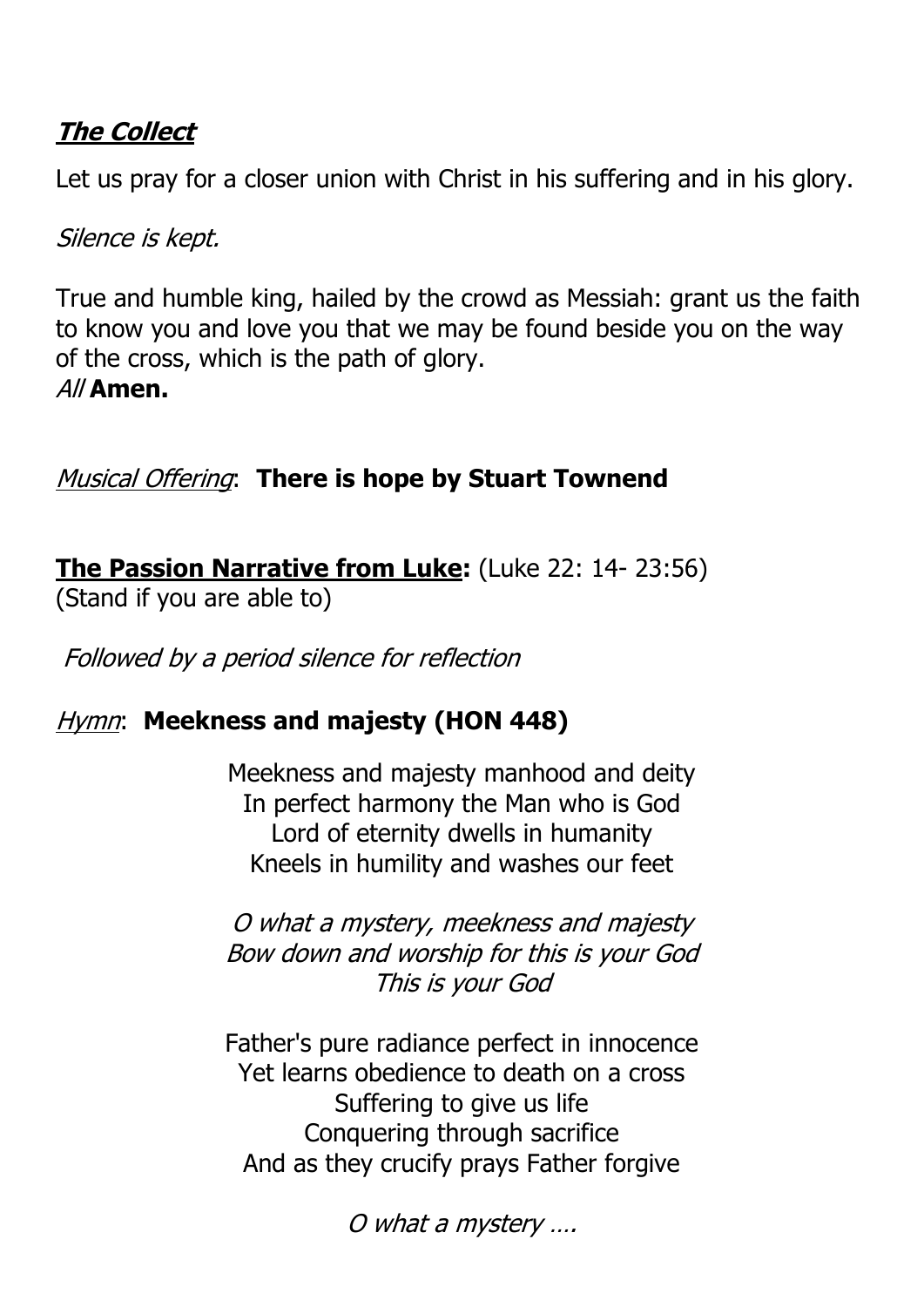***The Collect***

Let us pray for a closer union with Christ in his suffering and in his glory.

*Silence is kept.*

True and humble king, hailed by the crowd as Messiah: grant us the faith to know you and love you that we may be found beside you on the way of the cross, which is the path of glory.
*All* **Amen.**

*Musical Offering*: **There is hope by Stuart Townend**

**The Passion Narrative from Luke:** (Luke 22: 14- 23:56)
(Stand if you are able to)

*Followed by a period silence for reflection*

*Hymn*: **Meekness and majesty (HON 448)**

Meekness and majesty manhood and deity
In perfect harmony the Man who is God
Lord of eternity dwells in humanity
Kneels in humility and washes our feet

*O what a mystery, meekness and majesty*
*Bow down and worship for this is your God*
*This is your God*

Father's pure radiance perfect in innocence
Yet learns obedience to death on a cross
Suffering to give us life
Conquering through sacrifice
And as they crucify prays Father forgive

*O what a mystery ….*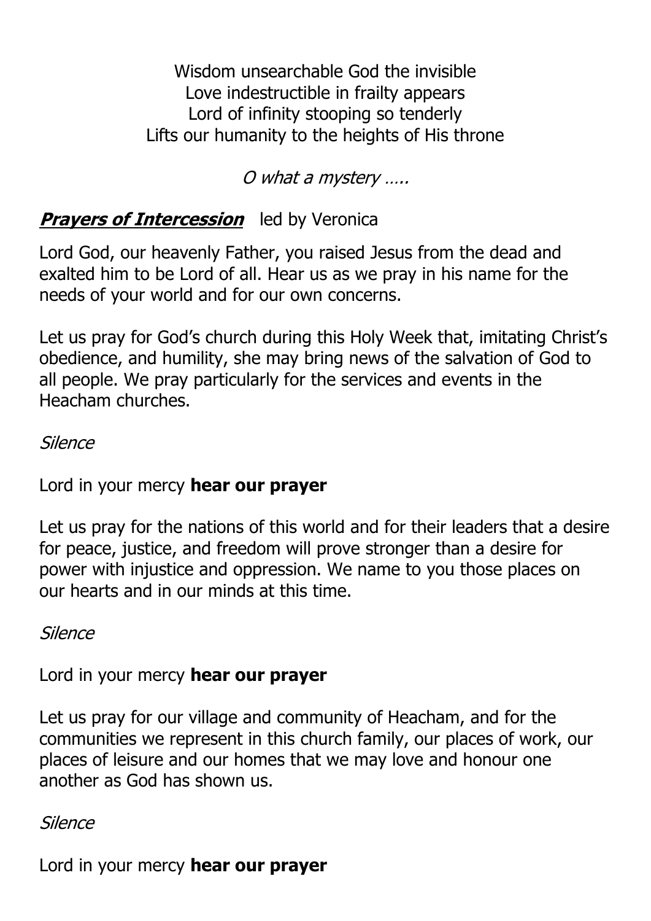Wisdom unsearchable God the invisible  
Love indestructible in frailty appears  
Lord of infinity stooping so tenderly  
Lifts our humanity to the heights of His throne

*O what a mystery …..*

***Prayers of Intercession*** led by Veronica

Lord God, our heavenly Father, you raised Jesus from the dead and exalted him to be Lord of all. Hear us as we pray in his name for the needs of your world and for our own concerns.

Let us pray for God's church during this Holy Week that, imitating Christ's obedience, and humility, she may bring news of the salvation of God to all people. We pray particularly for the services and events in the Heacham churches.

*Silence*

Lord in your mercy **hear our prayer**

Let us pray for the nations of this world and for their leaders that a desire for peace, justice, and freedom will prove stronger than a desire for power with injustice and oppression. We name to you those places on our hearts and in our minds at this time.

*Silence*

Lord in your mercy **hear our prayer**

Let us pray for our village and community of Heacham, and for the communities we represent in this church family, our places of work, our places of leisure and our homes that we may love and honour one another as God has shown us.

*Silence*

Lord in your mercy **hear our prayer**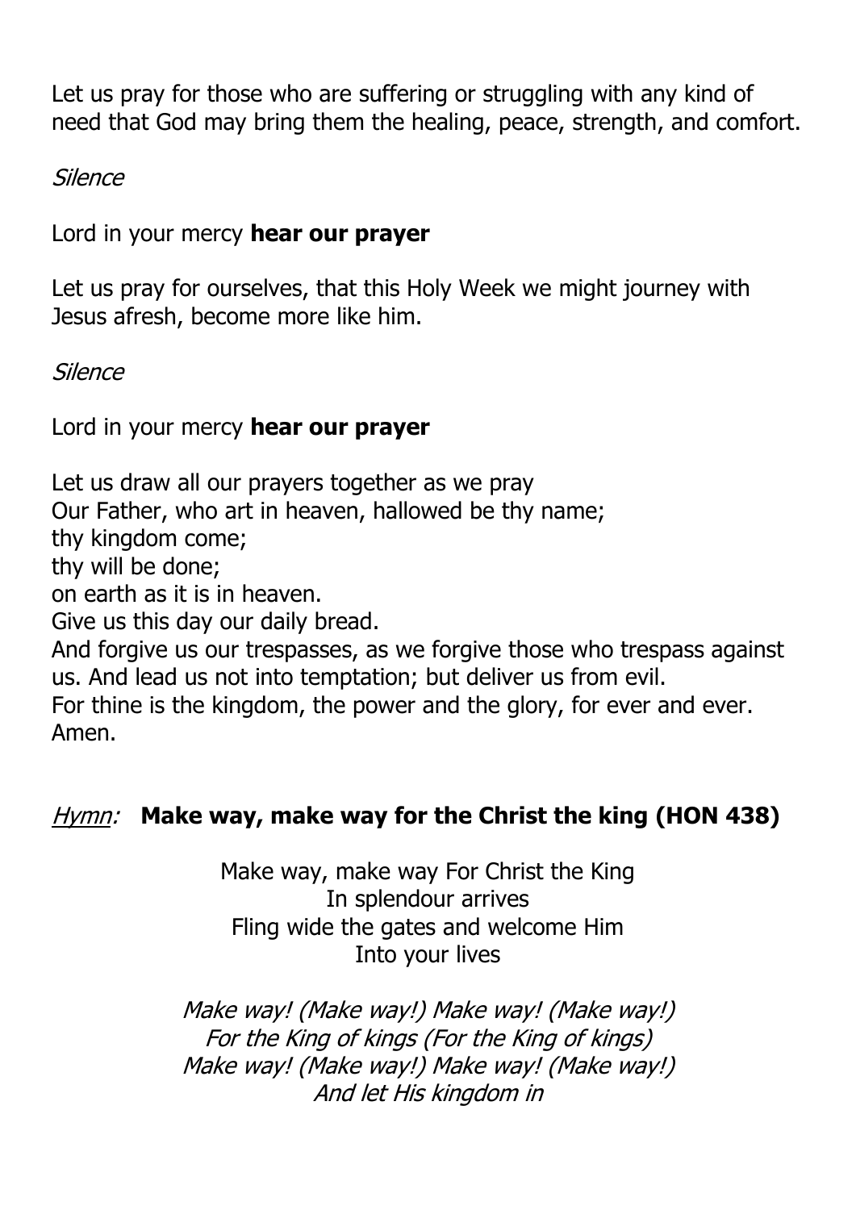Let us pray for those who are suffering or struggling with any kind of need that God may bring them the healing, peace, strength, and comfort.

*Silence*

Lord in your mercy **hear our prayer**

Let us pray for ourselves, that this Holy Week we might journey with Jesus afresh, become more like him.

*Silence*

Lord in your mercy **hear our prayer**

Let us draw all our prayers together as we pray
Our Father, who art in heaven, hallowed be thy name;
thy kingdom come;
thy will be done;
on earth as it is in heaven.
Give us this day our daily bread.
And forgive us our trespasses, as we forgive those who trespass against us. And lead us not into temptation; but deliver us from evil.
For thine is the kingdom, the power and the glory, for ever and ever.
Amen.

*Hymn:* **Make way, make way for the Christ the king (HON 438)**

Make way, make way For Christ the King
In splendour arrives
Fling wide the gates and welcome Him
Into your lives

*Make way! (Make way!) Make way! (Make way!)*
*For the King of kings (For the King of kings)*
*Make way! (Make way!) Make way! (Make way!)*
*And let His kingdom in*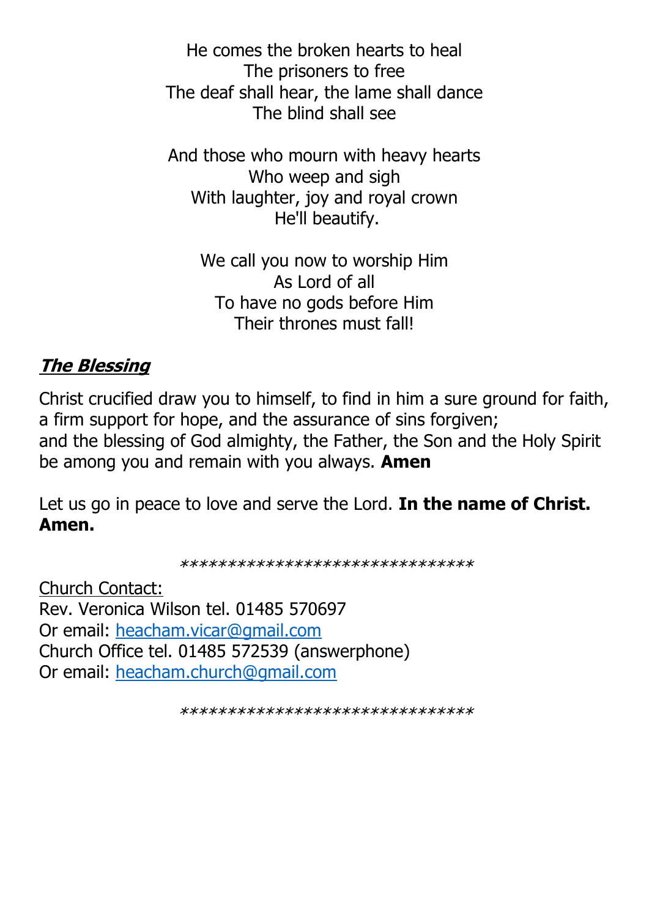He comes the broken hearts to heal
The prisoners to free
The deaf shall hear, the lame shall dance
The blind shall see

And those who mourn with heavy hearts
Who weep and sigh
With laughter, joy and royal crown
He'll beautify.

We call you now to worship Him
As Lord of all
To have no gods before Him
Their thrones must fall!

## ***The Blessing***

Christ crucified draw you to himself, to find in him a sure ground for faith, a firm support for hope, and the assurance of sins forgiven;
and the blessing of God almighty, the Father, the Son and the Holy Spirit be among you and remain with you always. **Amen**

Let us go in peace to love and serve the Lord. **In the name of Christ. Amen.**

*******************************

Church Contact:
Rev. Veronica Wilson tel. 01485 570697
Or email: heacham.vicar@gmail.com
Church Office tel. 01485 572539 (answerphone)
Or email: heacham.church@gmail.com

*******************************